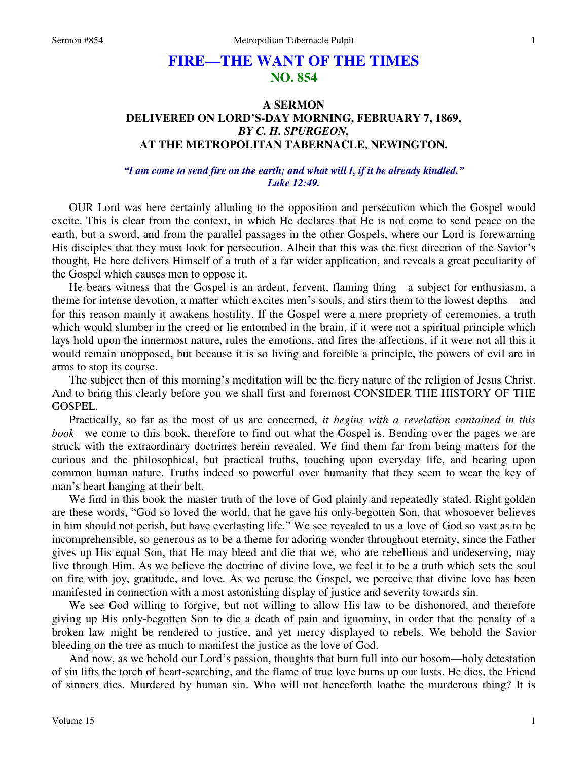# FIRE—THE WANT OF THE TIMES
## NO. 854

### A SERMON
### DELIVERED ON LORD'S-DAY MORNING, FEBRUARY 7, 1869,
### *BY C. H. SPURGEON,*
### AT THE METROPOLITAN TABERNACLE, NEWINGTON.

*"I am come to send fire on the earth; and what will I, if it be already kindled."*
*Luke 12:49.*

OUR Lord was here certainly alluding to the opposition and persecution which the Gospel would excite. This is clear from the context, in which He declares that He is not come to send peace on the earth, but a sword, and from the parallel passages in the other Gospels, where our Lord is forewarning His disciples that they must look for persecution. Albeit that this was the first direction of the Savior's thought, He here delivers Himself of a truth of a far wider application, and reveals a great peculiarity of the Gospel which causes men to oppose it.

He bears witness that the Gospel is an ardent, fervent, flaming thing—a subject for enthusiasm, a theme for intense devotion, a matter which excites men's souls, and stirs them to the lowest depths—and for this reason mainly it awakens hostility. If the Gospel were a mere propriety of ceremonies, a truth which would slumber in the creed or lie entombed in the brain, if it were not a spiritual principle which lays hold upon the innermost nature, rules the emotions, and fires the affections, if it were not all this it would remain unopposed, but because it is so living and forcible a principle, the powers of evil are in arms to stop its course.

The subject then of this morning's meditation will be the fiery nature of the religion of Jesus Christ. And to bring this clearly before you we shall first and foremost CONSIDER THE HISTORY OF THE GOSPEL.

Practically, so far as the most of us are concerned, *it begins with a revelation contained in this book*—we come to this book, therefore to find out what the Gospel is. Bending over the pages we are struck with the extraordinary doctrines herein revealed. We find them far from being matters for the curious and the philosophical, but practical truths, touching upon everyday life, and bearing upon common human nature. Truths indeed so powerful over humanity that they seem to wear the key of man's heart hanging at their belt.

We find in this book the master truth of the love of God plainly and repeatedly stated. Right golden are these words, "God so loved the world, that he gave his only-begotten Son, that whosoever believes in him should not perish, but have everlasting life." We see revealed to us a love of God so vast as to be incomprehensible, so generous as to be a theme for adoring wonder throughout eternity, since the Father gives up His equal Son, that He may bleed and die that we, who are rebellious and undeserving, may live through Him. As we believe the doctrine of divine love, we feel it to be a truth which sets the soul on fire with joy, gratitude, and love. As we peruse the Gospel, we perceive that divine love has been manifested in connection with a most astonishing display of justice and severity towards sin.

We see God willing to forgive, but not willing to allow His law to be dishonored, and therefore giving up His only-begotten Son to die a death of pain and ignominy, in order that the penalty of a broken law might be rendered to justice, and yet mercy displayed to rebels. We behold the Savior bleeding on the tree as much to manifest the justice as the love of God.

And now, as we behold our Lord's passion, thoughts that burn full into our bosom—holy detestation of sin lifts the torch of heart-searching, and the flame of true love burns up our lusts. He dies, the Friend of sinners dies. Murdered by human sin. Who will not henceforth loathe the murderous thing? It is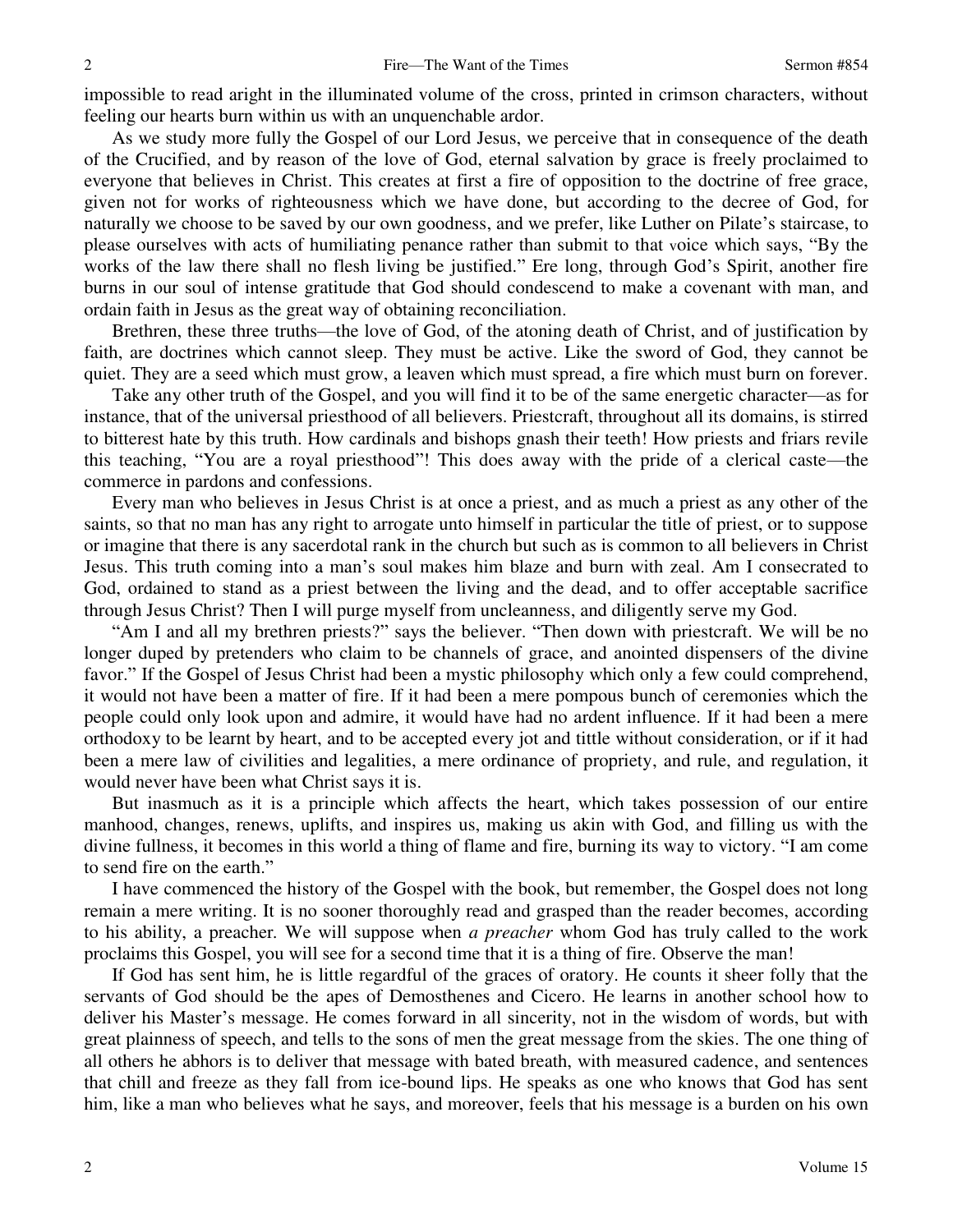impossible to read aright in the illuminated volume of the cross, printed in crimson characters, without feeling our hearts burn within us with an unquenchable ardor.

As we study more fully the Gospel of our Lord Jesus, we perceive that in consequence of the death of the Crucified, and by reason of the love of God, eternal salvation by grace is freely proclaimed to everyone that believes in Christ. This creates at first a fire of opposition to the doctrine of free grace, given not for works of righteousness which we have done, but according to the decree of God, for naturally we choose to be saved by our own goodness, and we prefer, like Luther on Pilate's staircase, to please ourselves with acts of humiliating penance rather than submit to that voice which says, "By the works of the law there shall no flesh living be justified." Ere long, through God's Spirit, another fire burns in our soul of intense gratitude that God should condescend to make a covenant with man, and ordain faith in Jesus as the great way of obtaining reconciliation.

Brethren, these three truths—the love of God, of the atoning death of Christ, and of justification by faith, are doctrines which cannot sleep. They must be active. Like the sword of God, they cannot be quiet. They are a seed which must grow, a leaven which must spread, a fire which must burn on forever.

Take any other truth of the Gospel, and you will find it to be of the same energetic character—as for instance, that of the universal priesthood of all believers. Priestcraft, throughout all its domains, is stirred to bitterest hate by this truth. How cardinals and bishops gnash their teeth! How priests and friars revile this teaching, "You are a royal priesthood"! This does away with the pride of a clerical caste—the commerce in pardons and confessions.

Every man who believes in Jesus Christ is at once a priest, and as much a priest as any other of the saints, so that no man has any right to arrogate unto himself in particular the title of priest, or to suppose or imagine that there is any sacerdotal rank in the church but such as is common to all believers in Christ Jesus. This truth coming into a man's soul makes him blaze and burn with zeal. Am I consecrated to God, ordained to stand as a priest between the living and the dead, and to offer acceptable sacrifice through Jesus Christ? Then I will purge myself from uncleanness, and diligently serve my God.

"Am I and all my brethren priests?" says the believer. "Then down with priestcraft. We will be no longer duped by pretenders who claim to be channels of grace, and anointed dispensers of the divine favor." If the Gospel of Jesus Christ had been a mystic philosophy which only a few could comprehend, it would not have been a matter of fire. If it had been a mere pompous bunch of ceremonies which the people could only look upon and admire, it would have had no ardent influence. If it had been a mere orthodoxy to be learnt by heart, and to be accepted every jot and tittle without consideration, or if it had been a mere law of civilities and legalities, a mere ordinance of propriety, and rule, and regulation, it would never have been what Christ says it is.

But inasmuch as it is a principle which affects the heart, which takes possession of our entire manhood, changes, renews, uplifts, and inspires us, making us akin with God, and filling us with the divine fullness, it becomes in this world a thing of flame and fire, burning its way to victory. "I am come to send fire on the earth."

I have commenced the history of the Gospel with the book, but remember, the Gospel does not long remain a mere writing. It is no sooner thoroughly read and grasped than the reader becomes, according to his ability, a preacher. We will suppose when *a preacher* whom God has truly called to the work proclaims this Gospel, you will see for a second time that it is a thing of fire. Observe the man!

If God has sent him, he is little regardful of the graces of oratory. He counts it sheer folly that the servants of God should be the apes of Demosthenes and Cicero. He learns in another school how to deliver his Master's message. He comes forward in all sincerity, not in the wisdom of words, but with great plainness of speech, and tells to the sons of men the great message from the skies. The one thing of all others he abhors is to deliver that message with bated breath, with measured cadence, and sentences that chill and freeze as they fall from ice-bound lips. He speaks as one who knows that God has sent him, like a man who believes what he says, and moreover, feels that his message is a burden on his own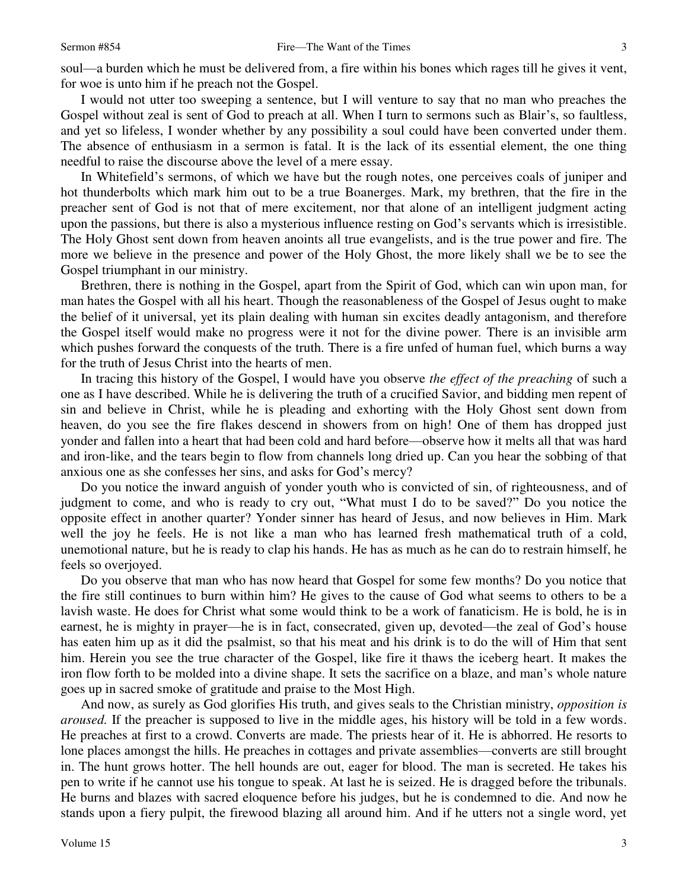soul—a burden which he must be delivered from, a fire within his bones which rages till he gives it vent, for woe is unto him if he preach not the Gospel.

I would not utter too sweeping a sentence, but I will venture to say that no man who preaches the Gospel without zeal is sent of God to preach at all. When I turn to sermons such as Blair's, so faultless, and yet so lifeless, I wonder whether by any possibility a soul could have been converted under them. The absence of enthusiasm in a sermon is fatal. It is the lack of its essential element, the one thing needful to raise the discourse above the level of a mere essay.

In Whitefield's sermons, of which we have but the rough notes, one perceives coals of juniper and hot thunderbolts which mark him out to be a true Boanerges. Mark, my brethren, that the fire in the preacher sent of God is not that of mere excitement, nor that alone of an intelligent judgment acting upon the passions, but there is also a mysterious influence resting on God's servants which is irresistible. The Holy Ghost sent down from heaven anoints all true evangelists, and is the true power and fire. The more we believe in the presence and power of the Holy Ghost, the more likely shall we be to see the Gospel triumphant in our ministry.

Brethren, there is nothing in the Gospel, apart from the Spirit of God, which can win upon man, for man hates the Gospel with all his heart. Though the reasonableness of the Gospel of Jesus ought to make the belief of it universal, yet its plain dealing with human sin excites deadly antagonism, and therefore the Gospel itself would make no progress were it not for the divine power. There is an invisible arm which pushes forward the conquests of the truth. There is a fire unfed of human fuel, which burns a way for the truth of Jesus Christ into the hearts of men.

In tracing this history of the Gospel, I would have you observe *the effect of the preaching* of such a one as I have described. While he is delivering the truth of a crucified Savior, and bidding men repent of sin and believe in Christ, while he is pleading and exhorting with the Holy Ghost sent down from heaven, do you see the fire flakes descend in showers from on high! One of them has dropped just yonder and fallen into a heart that had been cold and hard before—observe how it melts all that was hard and iron-like, and the tears begin to flow from channels long dried up. Can you hear the sobbing of that anxious one as she confesses her sins, and asks for God's mercy?

Do you notice the inward anguish of yonder youth who is convicted of sin, of righteousness, and of judgment to come, and who is ready to cry out, "What must I do to be saved?" Do you notice the opposite effect in another quarter? Yonder sinner has heard of Jesus, and now believes in Him. Mark well the joy he feels. He is not like a man who has learned fresh mathematical truth of a cold, unemotional nature, but he is ready to clap his hands. He has as much as he can do to restrain himself, he feels so overjoyed.

Do you observe that man who has now heard that Gospel for some few months? Do you notice that the fire still continues to burn within him? He gives to the cause of God what seems to others to be a lavish waste. He does for Christ what some would think to be a work of fanaticism. He is bold, he is in earnest, he is mighty in prayer—he is in fact, consecrated, given up, devoted—the zeal of God's house has eaten him up as it did the psalmist, so that his meat and his drink is to do the will of Him that sent him. Herein you see the true character of the Gospel, like fire it thaws the iceberg heart. It makes the iron flow forth to be molded into a divine shape. It sets the sacrifice on a blaze, and man's whole nature goes up in sacred smoke of gratitude and praise to the Most High.

And now, as surely as God glorifies His truth, and gives seals to the Christian ministry, *opposition is aroused.* If the preacher is supposed to live in the middle ages, his history will be told in a few words. He preaches at first to a crowd. Converts are made. The priests hear of it. He is abhorred. He resorts to lone places amongst the hills. He preaches in cottages and private assemblies—converts are still brought in. The hunt grows hotter. The hell hounds are out, eager for blood. The man is secreted. He takes his pen to write if he cannot use his tongue to speak. At last he is seized. He is dragged before the tribunals. He burns and blazes with sacred eloquence before his judges, but he is condemned to die. And now he stands upon a fiery pulpit, the firewood blazing all around him. And if he utters not a single word, yet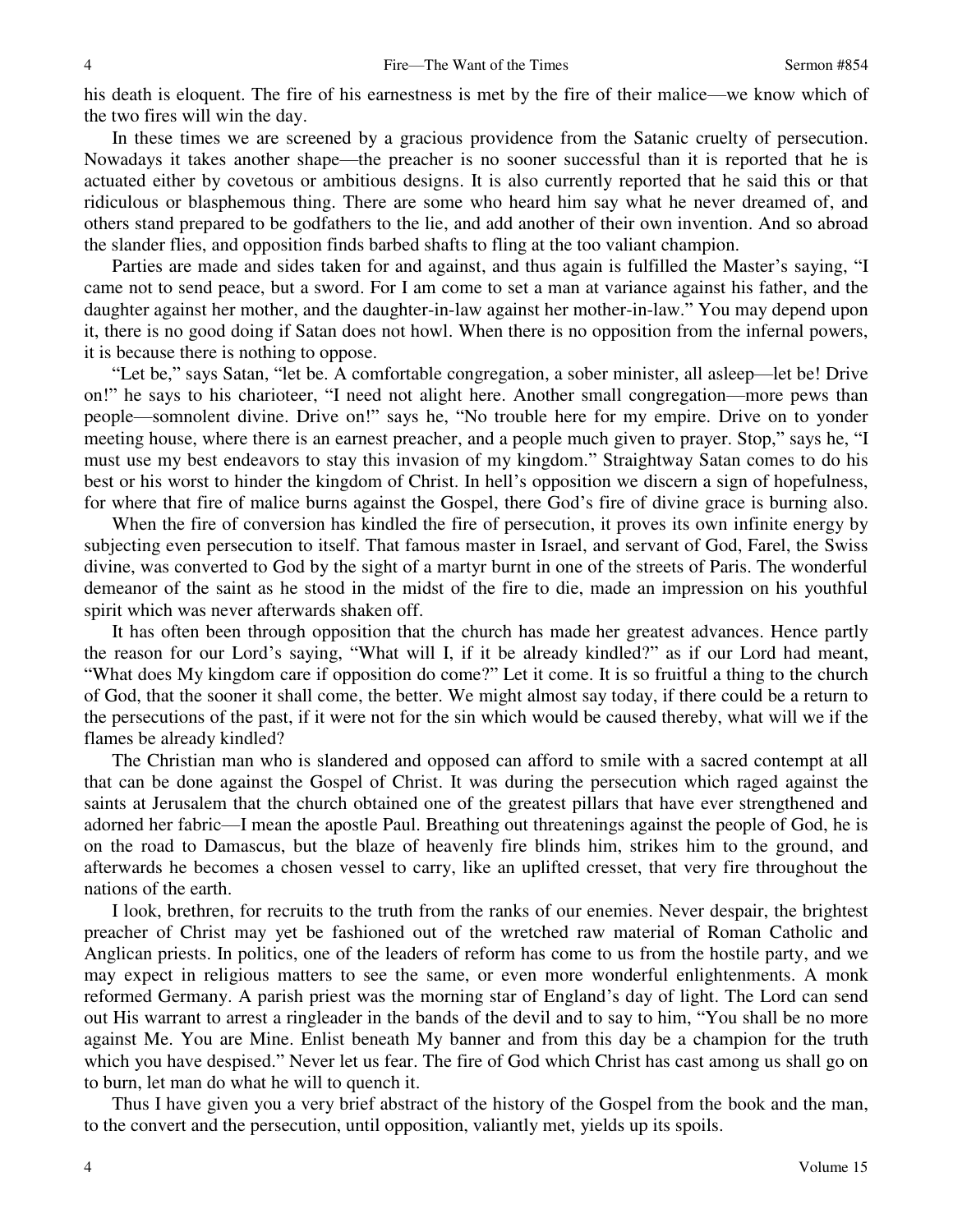his death is eloquent. The fire of his earnestness is met by the fire of their malice—we know which of the two fires will win the day.

In these times we are screened by a gracious providence from the Satanic cruelty of persecution. Nowadays it takes another shape—the preacher is no sooner successful than it is reported that he is actuated either by covetous or ambitious designs. It is also currently reported that he said this or that ridiculous or blasphemous thing. There are some who heard him say what he never dreamed of, and others stand prepared to be godfathers to the lie, and add another of their own invention. And so abroad the slander flies, and opposition finds barbed shafts to fling at the too valiant champion.

Parties are made and sides taken for and against, and thus again is fulfilled the Master's saying, "I came not to send peace, but a sword. For I am come to set a man at variance against his father, and the daughter against her mother, and the daughter-in-law against her mother-in-law." You may depend upon it, there is no good doing if Satan does not howl. When there is no opposition from the infernal powers, it is because there is nothing to oppose.

"Let be," says Satan, "let be. A comfortable congregation, a sober minister, all asleep—let be! Drive on!" he says to his charioteer, "I need not alight here. Another small congregation—more pews than people—somnolent divine. Drive on!" says he, "No trouble here for my empire. Drive on to yonder meeting house, where there is an earnest preacher, and a people much given to prayer. Stop," says he, "I must use my best endeavors to stay this invasion of my kingdom." Straightway Satan comes to do his best or his worst to hinder the kingdom of Christ. In hell's opposition we discern a sign of hopefulness, for where that fire of malice burns against the Gospel, there God's fire of divine grace is burning also.

When the fire of conversion has kindled the fire of persecution, it proves its own infinite energy by subjecting even persecution to itself. That famous master in Israel, and servant of God, Farel, the Swiss divine, was converted to God by the sight of a martyr burnt in one of the streets of Paris. The wonderful demeanor of the saint as he stood in the midst of the fire to die, made an impression on his youthful spirit which was never afterwards shaken off.

It has often been through opposition that the church has made her greatest advances. Hence partly the reason for our Lord's saying, "What will I, if it be already kindled?" as if our Lord had meant, "What does My kingdom care if opposition do come?" Let it come. It is so fruitful a thing to the church of God, that the sooner it shall come, the better. We might almost say today, if there could be a return to the persecutions of the past, if it were not for the sin which would be caused thereby, what will we if the flames be already kindled?

The Christian man who is slandered and opposed can afford to smile with a sacred contempt at all that can be done against the Gospel of Christ. It was during the persecution which raged against the saints at Jerusalem that the church obtained one of the greatest pillars that have ever strengthened and adorned her fabric—I mean the apostle Paul. Breathing out threatenings against the people of God, he is on the road to Damascus, but the blaze of heavenly fire blinds him, strikes him to the ground, and afterwards he becomes a chosen vessel to carry, like an uplifted cresset, that very fire throughout the nations of the earth.

I look, brethren, for recruits to the truth from the ranks of our enemies. Never despair, the brightest preacher of Christ may yet be fashioned out of the wretched raw material of Roman Catholic and Anglican priests. In politics, one of the leaders of reform has come to us from the hostile party, and we may expect in religious matters to see the same, or even more wonderful enlightenments. A monk reformed Germany. A parish priest was the morning star of England's day of light. The Lord can send out His warrant to arrest a ringleader in the bands of the devil and to say to him, "You shall be no more against Me. You are Mine. Enlist beneath My banner and from this day be a champion for the truth which you have despised." Never let us fear. The fire of God which Christ has cast among us shall go on to burn, let man do what he will to quench it.

Thus I have given you a very brief abstract of the history of the Gospel from the book and the man, to the convert and the persecution, until opposition, valiantly met, yields up its spoils.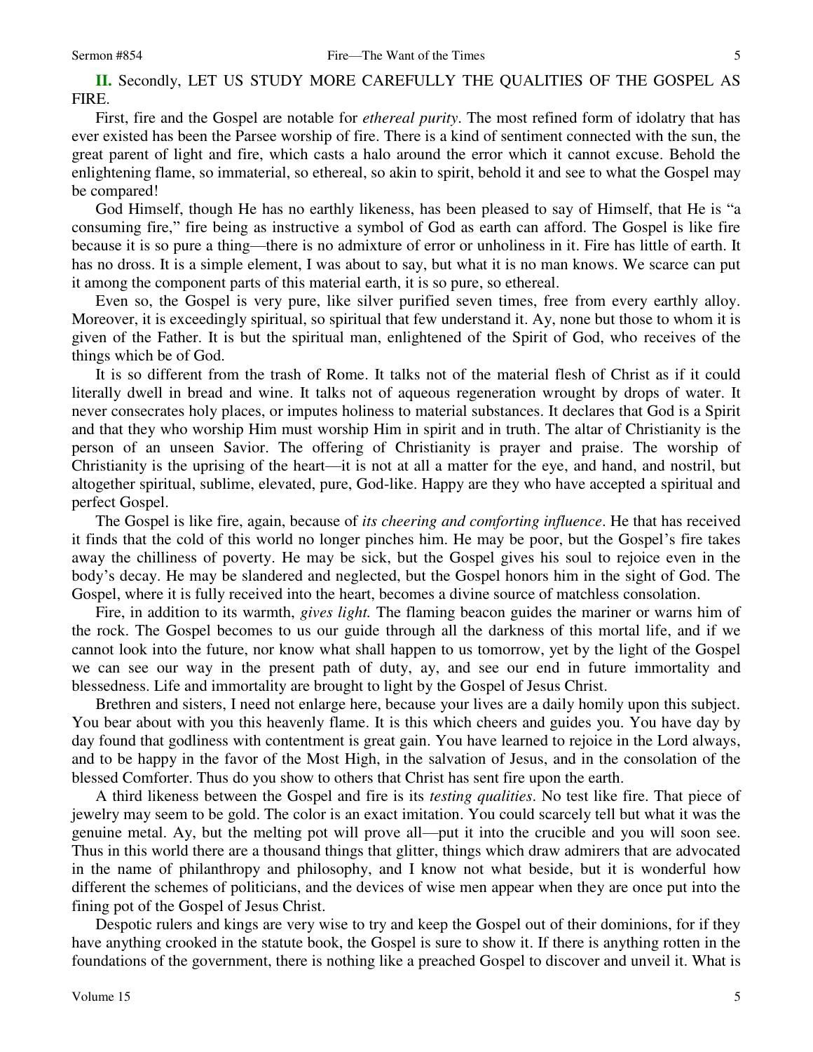**II.** Secondly, LET US STUDY MORE CAREFULLY THE QUALITIES OF THE GOSPEL AS FIRE.

First, fire and the Gospel are notable for *ethereal purity*. The most refined form of idolatry that has ever existed has been the Parsee worship of fire. There is a kind of sentiment connected with the sun, the great parent of light and fire, which casts a halo around the error which it cannot excuse. Behold the enlightening flame, so immaterial, so ethereal, so akin to spirit, behold it and see to what the Gospel may be compared!

God Himself, though He has no earthly likeness, has been pleased to say of Himself, that He is "a consuming fire," fire being as instructive a symbol of God as earth can afford. The Gospel is like fire because it is so pure a thing—there is no admixture of error or unholiness in it. Fire has little of earth. It has no dross. It is a simple element, I was about to say, but what it is no man knows. We scarce can put it among the component parts of this material earth, it is so pure, so ethereal.

Even so, the Gospel is very pure, like silver purified seven times, free from every earthly alloy. Moreover, it is exceedingly spiritual, so spiritual that few understand it. Ay, none but those to whom it is given of the Father. It is but the spiritual man, enlightened of the Spirit of God, who receives of the things which be of God.

It is so different from the trash of Rome. It talks not of the material flesh of Christ as if it could literally dwell in bread and wine. It talks not of aqueous regeneration wrought by drops of water. It never consecrates holy places, or imputes holiness to material substances. It declares that God is a Spirit and that they who worship Him must worship Him in spirit and in truth. The altar of Christianity is the person of an unseen Savior. The offering of Christianity is prayer and praise. The worship of Christianity is the uprising of the heart—it is not at all a matter for the eye, and hand, and nostril, but altogether spiritual, sublime, elevated, pure, God-like. Happy are they who have accepted a spiritual and perfect Gospel.

The Gospel is like fire, again, because of *its cheering and comforting influence*. He that has received it finds that the cold of this world no longer pinches him. He may be poor, but the Gospel's fire takes away the chilliness of poverty. He may be sick, but the Gospel gives his soul to rejoice even in the body's decay. He may be slandered and neglected, but the Gospel honors him in the sight of God. The Gospel, where it is fully received into the heart, becomes a divine source of matchless consolation.

Fire, in addition to its warmth, *gives light.* The flaming beacon guides the mariner or warns him of the rock. The Gospel becomes to us our guide through all the darkness of this mortal life, and if we cannot look into the future, nor know what shall happen to us tomorrow, yet by the light of the Gospel we can see our way in the present path of duty, ay, and see our end in future immortality and blessedness. Life and immortality are brought to light by the Gospel of Jesus Christ.

Brethren and sisters, I need not enlarge here, because your lives are a daily homily upon this subject. You bear about with you this heavenly flame. It is this which cheers and guides you. You have day by day found that godliness with contentment is great gain. You have learned to rejoice in the Lord always, and to be happy in the favor of the Most High, in the salvation of Jesus, and in the consolation of the blessed Comforter. Thus do you show to others that Christ has sent fire upon the earth.

A third likeness between the Gospel and fire is its *testing qualities*. No test like fire. That piece of jewelry may seem to be gold. The color is an exact imitation. You could scarcely tell but what it was the genuine metal. Ay, but the melting pot will prove all—put it into the crucible and you will soon see. Thus in this world there are a thousand things that glitter, things which draw admirers that are advocated in the name of philanthropy and philosophy, and I know not what beside, but it is wonderful how different the schemes of politicians, and the devices of wise men appear when they are once put into the fining pot of the Gospel of Jesus Christ.

Despotic rulers and kings are very wise to try and keep the Gospel out of their dominions, for if they have anything crooked in the statute book, the Gospel is sure to show it. If there is anything rotten in the foundations of the government, there is nothing like a preached Gospel to discover and unveil it. What is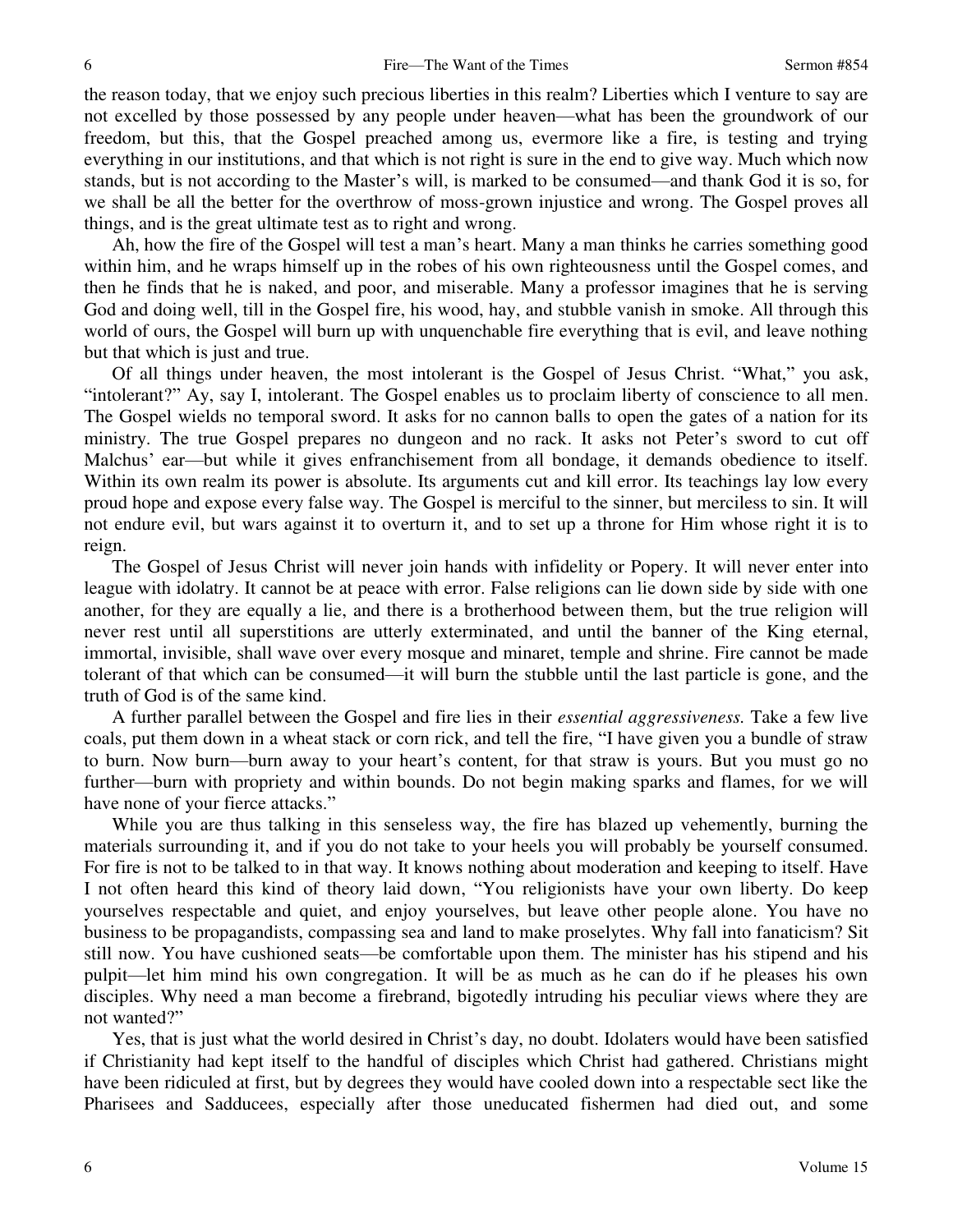the reason today, that we enjoy such precious liberties in this realm? Liberties which I venture to say are not excelled by those possessed by any people under heaven—what has been the groundwork of our freedom, but this, that the Gospel preached among us, evermore like a fire, is testing and trying everything in our institutions, and that which is not right is sure in the end to give way. Much which now stands, but is not according to the Master's will, is marked to be consumed—and thank God it is so, for we shall be all the better for the overthrow of moss-grown injustice and wrong. The Gospel proves all things, and is the great ultimate test as to right and wrong.

Ah, how the fire of the Gospel will test a man's heart. Many a man thinks he carries something good within him, and he wraps himself up in the robes of his own righteousness until the Gospel comes, and then he finds that he is naked, and poor, and miserable. Many a professor imagines that he is serving God and doing well, till in the Gospel fire, his wood, hay, and stubble vanish in smoke. All through this world of ours, the Gospel will burn up with unquenchable fire everything that is evil, and leave nothing but that which is just and true.

Of all things under heaven, the most intolerant is the Gospel of Jesus Christ. "What," you ask, "intolerant?" Ay, say I, intolerant. The Gospel enables us to proclaim liberty of conscience to all men. The Gospel wields no temporal sword. It asks for no cannon balls to open the gates of a nation for its ministry. The true Gospel prepares no dungeon and no rack. It asks not Peter's sword to cut off Malchus' ear—but while it gives enfranchisement from all bondage, it demands obedience to itself. Within its own realm its power is absolute. Its arguments cut and kill error. Its teachings lay low every proud hope and expose every false way. The Gospel is merciful to the sinner, but merciless to sin. It will not endure evil, but wars against it to overturn it, and to set up a throne for Him whose right it is to reign.

The Gospel of Jesus Christ will never join hands with infidelity or Popery. It will never enter into league with idolatry. It cannot be at peace with error. False religions can lie down side by side with one another, for they are equally a lie, and there is a brotherhood between them, but the true religion will never rest until all superstitions are utterly exterminated, and until the banner of the King eternal, immortal, invisible, shall wave over every mosque and minaret, temple and shrine. Fire cannot be made tolerant of that which can be consumed—it will burn the stubble until the last particle is gone, and the truth of God is of the same kind.

A further parallel between the Gospel and fire lies in their *essential aggressiveness.* Take a few live coals, put them down in a wheat stack or corn rick, and tell the fire, "I have given you a bundle of straw to burn. Now burn—burn away to your heart's content, for that straw is yours. But you must go no further—burn with propriety and within bounds. Do not begin making sparks and flames, for we will have none of your fierce attacks."

While you are thus talking in this senseless way, the fire has blazed up vehemently, burning the materials surrounding it, and if you do not take to your heels you will probably be yourself consumed. For fire is not to be talked to in that way. It knows nothing about moderation and keeping to itself. Have I not often heard this kind of theory laid down, "You religionists have your own liberty. Do keep yourselves respectable and quiet, and enjoy yourselves, but leave other people alone. You have no business to be propagandists, compassing sea and land to make proselytes. Why fall into fanaticism? Sit still now. You have cushioned seats—be comfortable upon them. The minister has his stipend and his pulpit—let him mind his own congregation. It will be as much as he can do if he pleases his own disciples. Why need a man become a firebrand, bigotedly intruding his peculiar views where they are not wanted?"

Yes, that is just what the world desired in Christ's day, no doubt. Idolaters would have been satisfied if Christianity had kept itself to the handful of disciples which Christ had gathered. Christians might have been ridiculed at first, but by degrees they would have cooled down into a respectable sect like the Pharisees and Sadducees, especially after those uneducated fishermen had died out, and some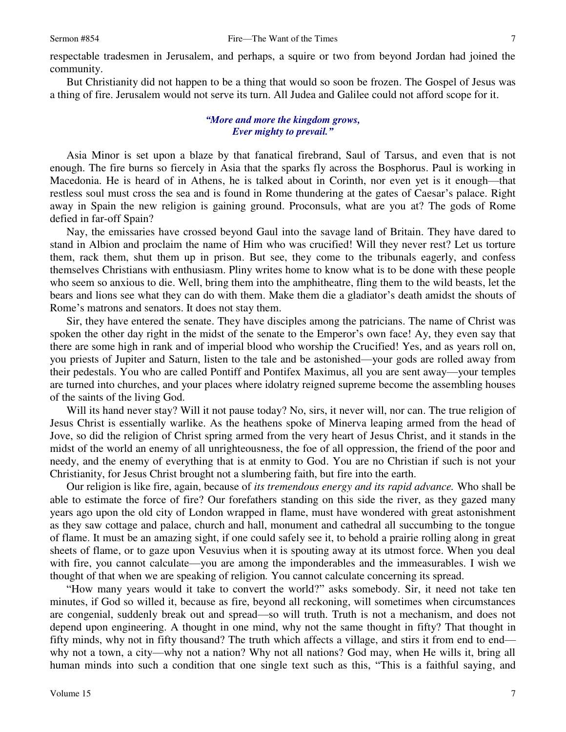respectable tradesmen in Jerusalem, and perhaps, a squire or two from beyond Jordan had joined the community.

But Christianity did not happen to be a thing that would so soon be frozen. The Gospel of Jesus was a thing of fire. Jerusalem would not serve its turn. All Judea and Galilee could not afford scope for it.

> ***"More and more the kingdom grows,***
> ***Ever mighty to prevail."***

Asia Minor is set upon a blaze by that fanatical firebrand, Saul of Tarsus, and even that is not enough. The fire burns so fiercely in Asia that the sparks fly across the Bosphorus. Paul is working in Macedonia. He is heard of in Athens, he is talked about in Corinth, nor even yet is it enough—that restless soul must cross the sea and is found in Rome thundering at the gates of Caesar's palace. Right away in Spain the new religion is gaining ground. Proconsuls, what are you at? The gods of Rome defied in far-off Spain?

Nay, the emissaries have crossed beyond Gaul into the savage land of Britain. They have dared to stand in Albion and proclaim the name of Him who was crucified! Will they never rest? Let us torture them, rack them, shut them up in prison. But see, they come to the tribunals eagerly, and confess themselves Christians with enthusiasm. Pliny writes home to know what is to be done with these people who seem so anxious to die. Well, bring them into the amphitheatre, fling them to the wild beasts, let the bears and lions see what they can do with them. Make them die a gladiator's death amidst the shouts of Rome's matrons and senators. It does not stay them.

Sir, they have entered the senate. They have disciples among the patricians. The name of Christ was spoken the other day right in the midst of the senate to the Emperor's own face! Ay, they even say that there are some high in rank and of imperial blood who worship the Crucified! Yes, and as years roll on, you priests of Jupiter and Saturn, listen to the tale and be astonished—your gods are rolled away from their pedestals. You who are called Pontiff and Pontifex Maximus, all you are sent away—your temples are turned into churches, and your places where idolatry reigned supreme become the assembling houses of the saints of the living God.

Will its hand never stay? Will it not pause today? No, sirs, it never will, nor can. The true religion of Jesus Christ is essentially warlike. As the heathens spoke of Minerva leaping armed from the head of Jove, so did the religion of Christ spring armed from the very heart of Jesus Christ, and it stands in the midst of the world an enemy of all unrighteousness, the foe of all oppression, the friend of the poor and needy, and the enemy of everything that is at enmity to God. You are no Christian if such is not your Christianity, for Jesus Christ brought not a slumbering faith, but fire into the earth.

Our religion is like fire, again, because of *its tremendous energy and its rapid advance.* Who shall be able to estimate the force of fire? Our forefathers standing on this side the river, as they gazed many years ago upon the old city of London wrapped in flame, must have wondered with great astonishment as they saw cottage and palace, church and hall, monument and cathedral all succumbing to the tongue of flame. It must be an amazing sight, if one could safely see it, to behold a prairie rolling along in great sheets of flame, or to gaze upon Vesuvius when it is spouting away at its utmost force. When you deal with fire, you cannot calculate—you are among the imponderables and the immeasurables. I wish we thought of that when we are speaking of religion. You cannot calculate concerning its spread.

"How many years would it take to convert the world?" asks somebody. Sir, it need not take ten minutes, if God so willed it, because as fire, beyond all reckoning, will sometimes when circumstances are congenial, suddenly break out and spread—so will truth. Truth is not a mechanism, and does not depend upon engineering. A thought in one mind, why not the same thought in fifty? That thought in fifty minds, why not in fifty thousand? The truth which affects a village, and stirs it from end to end—why not a town, a city—why not a nation? Why not all nations? God may, when He wills it, bring all human minds into such a condition that one single text such as this, "This is a faithful saying, and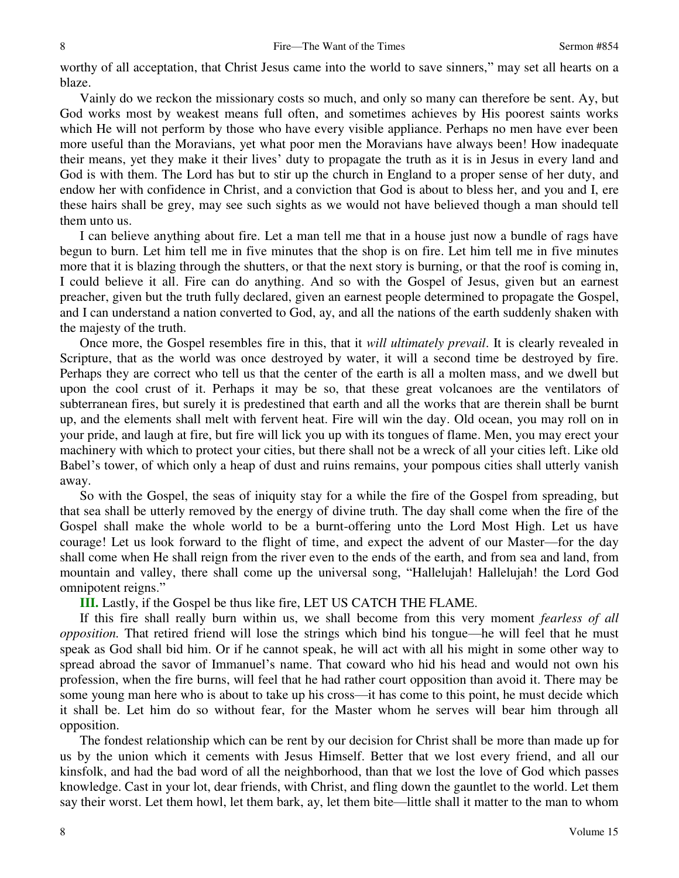worthy of all acceptation, that Christ Jesus came into the world to save sinners," may set all hearts on a blaze.

Vainly do we reckon the missionary costs so much, and only so many can therefore be sent. Ay, but God works most by weakest means full often, and sometimes achieves by His poorest saints works which He will not perform by those who have every visible appliance. Perhaps no men have ever been more useful than the Moravians, yet what poor men the Moravians have always been! How inadequate their means, yet they make it their lives' duty to propagate the truth as it is in Jesus in every land and God is with them. The Lord has but to stir up the church in England to a proper sense of her duty, and endow her with confidence in Christ, and a conviction that God is about to bless her, and you and I, ere these hairs shall be grey, may see such sights as we would not have believed though a man should tell them unto us.

I can believe anything about fire. Let a man tell me that in a house just now a bundle of rags have begun to burn. Let him tell me in five minutes that the shop is on fire. Let him tell me in five minutes more that it is blazing through the shutters, or that the next story is burning, or that the roof is coming in, I could believe it all. Fire can do anything. And so with the Gospel of Jesus, given but an earnest preacher, given but the truth fully declared, given an earnest people determined to propagate the Gospel, and I can understand a nation converted to God, ay, and all the nations of the earth suddenly shaken with the majesty of the truth.

Once more, the Gospel resembles fire in this, that it *will ultimately prevail*. It is clearly revealed in Scripture, that as the world was once destroyed by water, it will a second time be destroyed by fire. Perhaps they are correct who tell us that the center of the earth is all a molten mass, and we dwell but upon the cool crust of it. Perhaps it may be so, that these great volcanoes are the ventilators of subterranean fires, but surely it is predestined that earth and all the works that are therein shall be burnt up, and the elements shall melt with fervent heat. Fire will win the day. Old ocean, you may roll on in your pride, and laugh at fire, but fire will lick you up with its tongues of flame. Men, you may erect your machinery with which to protect your cities, but there shall not be a wreck of all your cities left. Like old Babel's tower, of which only a heap of dust and ruins remains, your pompous cities shall utterly vanish away.

So with the Gospel, the seas of iniquity stay for a while the fire of the Gospel from spreading, but that sea shall be utterly removed by the energy of divine truth. The day shall come when the fire of the Gospel shall make the whole world to be a burnt-offering unto the Lord Most High. Let us have courage! Let us look forward to the flight of time, and expect the advent of our Master—for the day shall come when He shall reign from the river even to the ends of the earth, and from sea and land, from mountain and valley, there shall come up the universal song, "Hallelujah! Hallelujah! the Lord God omnipotent reigns."

**III.** Lastly, if the Gospel be thus like fire, LET US CATCH THE FLAME.

If this fire shall really burn within us, we shall become from this very moment *fearless of all opposition.* That retired friend will lose the strings which bind his tongue—he will feel that he must speak as God shall bid him. Or if he cannot speak, he will act with all his might in some other way to spread abroad the savor of Immanuel's name. That coward who hid his head and would not own his profession, when the fire burns, will feel that he had rather court opposition than avoid it. There may be some young man here who is about to take up his cross—it has come to this point, he must decide which it shall be. Let him do so without fear, for the Master whom he serves will bear him through all opposition.

The fondest relationship which can be rent by our decision for Christ shall be more than made up for us by the union which it cements with Jesus Himself. Better that we lost every friend, and all our kinsfolk, and had the bad word of all the neighborhood, than that we lost the love of God which passes knowledge. Cast in your lot, dear friends, with Christ, and fling down the gauntlet to the world. Let them say their worst. Let them howl, let them bark, ay, let them bite—little shall it matter to the man to whom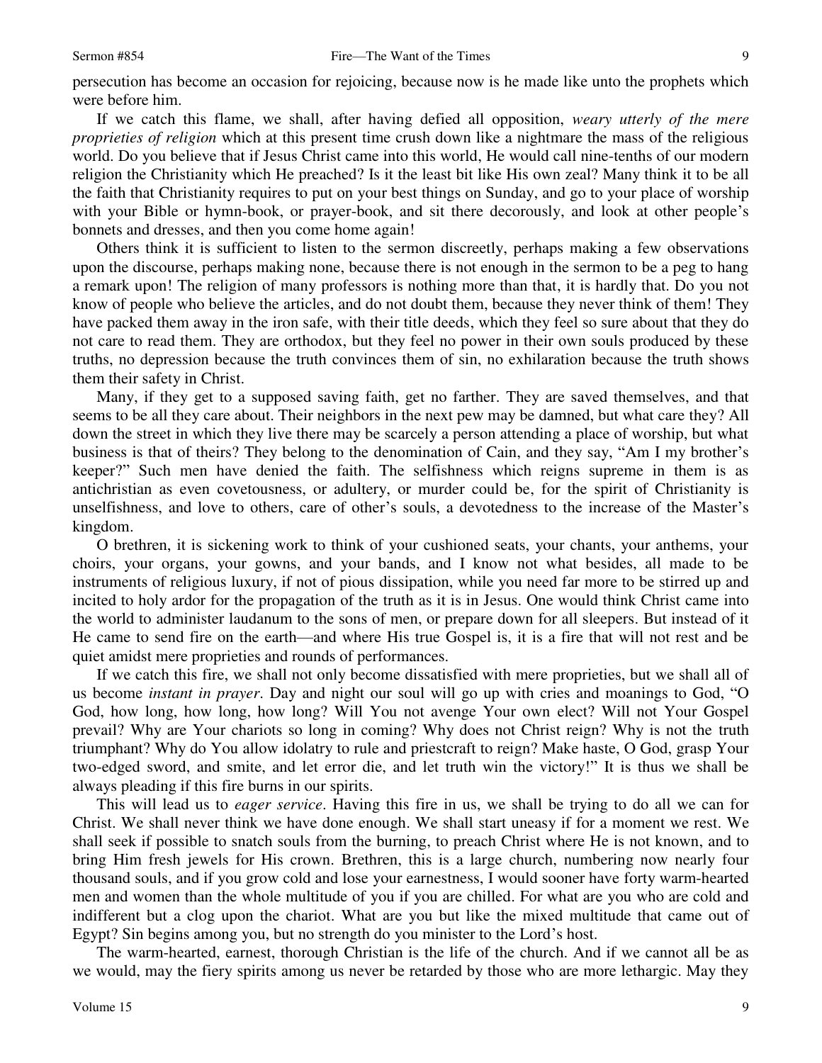persecution has become an occasion for rejoicing, because now is he made like unto the prophets which were before him.

If we catch this flame, we shall, after having defied all opposition, *weary utterly of the mere proprieties of religion* which at this present time crush down like a nightmare the mass of the religious world. Do you believe that if Jesus Christ came into this world, He would call nine-tenths of our modern religion the Christianity which He preached? Is it the least bit like His own zeal? Many think it to be all the faith that Christianity requires to put on your best things on Sunday, and go to your place of worship with your Bible or hymn-book, or prayer-book, and sit there decorously, and look at other people's bonnets and dresses, and then you come home again!

Others think it is sufficient to listen to the sermon discreetly, perhaps making a few observations upon the discourse, perhaps making none, because there is not enough in the sermon to be a peg to hang a remark upon! The religion of many professors is nothing more than that, it is hardly that. Do you not know of people who believe the articles, and do not doubt them, because they never think of them! They have packed them away in the iron safe, with their title deeds, which they feel so sure about that they do not care to read them. They are orthodox, but they feel no power in their own souls produced by these truths, no depression because the truth convinces them of sin, no exhilaration because the truth shows them their safety in Christ.

Many, if they get to a supposed saving faith, get no farther. They are saved themselves, and that seems to be all they care about. Their neighbors in the next pew may be damned, but what care they? All down the street in which they live there may be scarcely a person attending a place of worship, but what business is that of theirs? They belong to the denomination of Cain, and they say, "Am I my brother's keeper?" Such men have denied the faith. The selfishness which reigns supreme in them is as antichristian as even covetousness, or adultery, or murder could be, for the spirit of Christianity is unselfishness, and love to others, care of other's souls, a devotedness to the increase of the Master's kingdom.

O brethren, it is sickening work to think of your cushioned seats, your chants, your anthems, your choirs, your organs, your gowns, and your bands, and I know not what besides, all made to be instruments of religious luxury, if not of pious dissipation, while you need far more to be stirred up and incited to holy ardor for the propagation of the truth as it is in Jesus. One would think Christ came into the world to administer laudanum to the sons of men, or prepare down for all sleepers. But instead of it He came to send fire on the earth—and where His true Gospel is, it is a fire that will not rest and be quiet amidst mere proprieties and rounds of performances.

If we catch this fire, we shall not only become dissatisfied with mere proprieties, but we shall all of us become *instant in prayer*. Day and night our soul will go up with cries and moanings to God, "O God, how long, how long, how long? Will You not avenge Your own elect? Will not Your Gospel prevail? Why are Your chariots so long in coming? Why does not Christ reign? Why is not the truth triumphant? Why do You allow idolatry to rule and priestcraft to reign? Make haste, O God, grasp Your two-edged sword, and smite, and let error die, and let truth win the victory!" It is thus we shall be always pleading if this fire burns in our spirits.

This will lead us to *eager service*. Having this fire in us, we shall be trying to do all we can for Christ. We shall never think we have done enough. We shall start uneasy if for a moment we rest. We shall seek if possible to snatch souls from the burning, to preach Christ where He is not known, and to bring Him fresh jewels for His crown. Brethren, this is a large church, numbering now nearly four thousand souls, and if you grow cold and lose your earnestness, I would sooner have forty warm-hearted men and women than the whole multitude of you if you are chilled. For what are you who are cold and indifferent but a clog upon the chariot. What are you but like the mixed multitude that came out of Egypt? Sin begins among you, but no strength do you minister to the Lord's host.

The warm-hearted, earnest, thorough Christian is the life of the church. And if we cannot all be as we would, may the fiery spirits among us never be retarded by those who are more lethargic. May they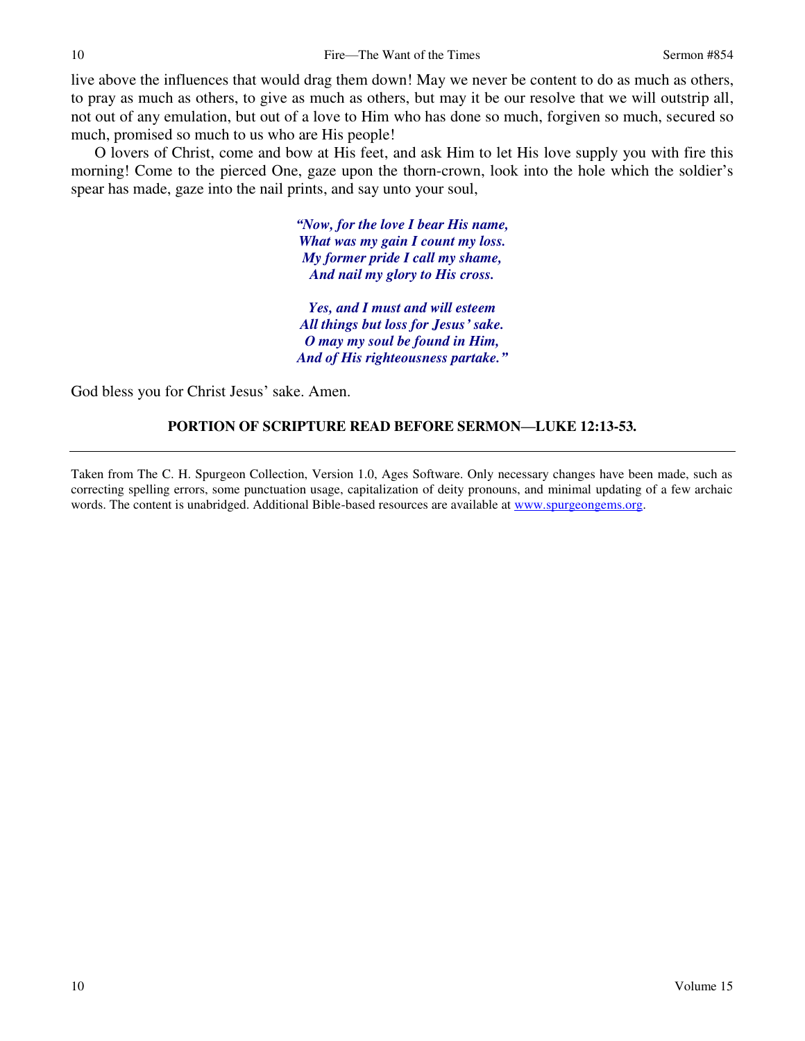live above the influences that would drag them down! May we never be content to do as much as others, to pray as much as others, to give as much as others, but may it be our resolve that we will outstrip all, not out of any emulation, but out of a love to Him who has done so much, forgiven so much, secured so much, promised so much to us who are His people!

O lovers of Christ, come and bow at His feet, and ask Him to let His love supply you with fire this morning! Come to the pierced One, gaze upon the thorn-crown, look into the hole which the soldier's spear has made, gaze into the nail prints, and say unto your soul,

> ***"Now, for the love I bear His name,***
> ***What was my gain I count my loss.***
> ***My former pride I call my shame,***
> ***And nail my glory to His cross.***
>
> ***Yes, and I must and will esteem***
> ***All things but loss for Jesus' sake.***
> ***O may my soul be found in Him,***
> ***And of His righteousness partake."***

God bless you for Christ Jesus' sake. Amen.

**PORTION OF SCRIPTURE READ BEFORE SERMON—LUKE 12:13-53.**

---

Taken from The C. H. Spurgeon Collection, Version 1.0, Ages Software. Only necessary changes have been made, such as correcting spelling errors, some punctuation usage, capitalization of deity pronouns, and minimal updating of a few archaic words. The content is unabridged. Additional Bible-based resources are available at www.spurgeongems.org.